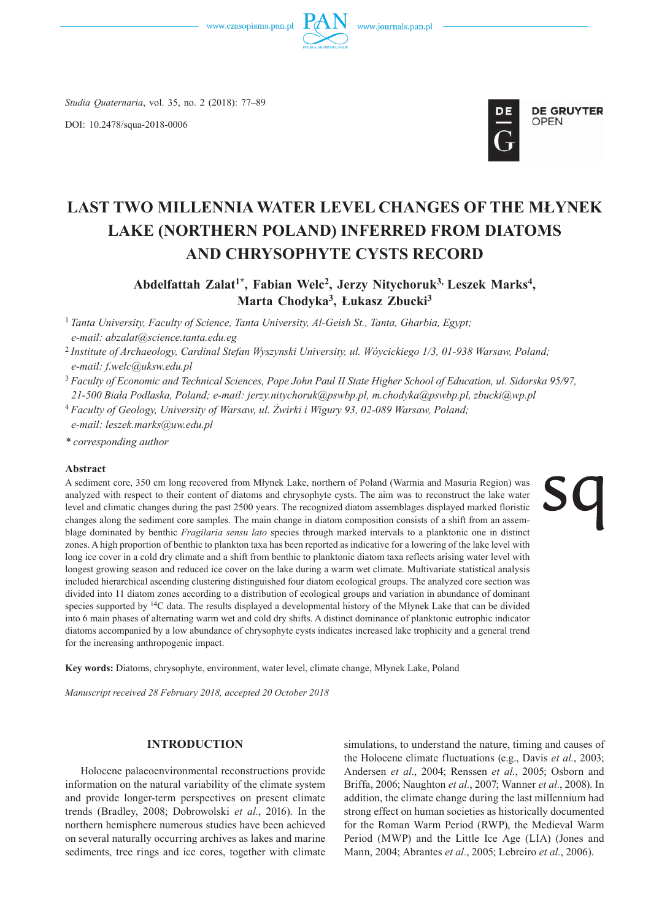*Studia Quaternaria*, vol. 35, no. 2 (2018): 77–89

DOI: 10.2478/squa-2018-0006

# LAST TWO MILLENNIA WATER LEVEL CHANGES OF THE MŁYNEK LAKE (NORTHERN POLAND) INFERRED FROM DIATOMS AND CHRYSOPHYTE CYSTS RECORD

**Abdelfattah Zalat[1*], Fabian Welc[2], Jerzy Nitychoruk[3], Leszek Marks[4], Marta Chodyka[3], Łukasz Zbucki[3]**

[1] *Tanta University, Faculty of Science, Tanta University, Al-Geish St., Tanta, Gharbia, Egypt; e-mail: abzalat@science.tanta.edu.eg*

[2] *Institute of Archaeology, Cardinal Stefan Wyszynski University, ul. Wóycickiego 1/3, 01-938 Warsaw, Poland; e-mail: f.welc@uksw.edu.pl*

[3] *Faculty of Economic and Technical Sciences, Pope John Paul II State Higher School of Education, ul. Sidorska 95/97, 21-500 Biała Podlaska, Poland; e-mail: jerzy.nitychoruk@pswbp.pl, m.chodyka@pswbp.pl, zbucki@wp.pl*

[4] *Faculty of Geology, University of Warsaw, ul. Żwirki i Wigury 93, 02-089 Warsaw, Poland; e-mail: leszek.marks@uw.edu.pl*

*\* corresponding author*

## Abstract

A sediment core, 350 cm long recovered from Młynek Lake, northern of Poland (Warmia and Masuria Region) was analyzed with respect to their content of diatoms and chrysophyte cysts. The aim was to reconstruct the lake water level and climatic changes during the past 2500 years. The recognized diatom assemblages displayed marked floristic changes along the sediment core samples. The main change in diatom composition consists of a shift from an assemblage dominated by benthic *Fragilaria sensu lato* species through marked intervals to a planktonic one in distinct zones. A high proportion of benthic to plankton taxa has been reported as indicative for a lowering of the lake level with long ice cover in a cold dry climate and a shift from benthic to planktonic diatom taxa reflects arising water level with longest growing season and reduced ice cover on the lake during a warm wet climate. Multivariate statistical analysis included hierarchical ascending clustering distinguished four diatom ecological groups. The analyzed core section was divided into 11 diatom zones according to a distribution of ecological groups and variation in abundance of dominant species supported by $^{14}C$ data. The results displayed a developmental history of the Młynek Lake that can be divided into 6 main phases of alternating warm wet and cold dry shifts. A distinct dominance of planktonic eutrophic indicator diatoms accompanied by a low abundance of chrysophyte cysts indicates increased lake trophicity and a general trend for the increasing anthropogenic impact.

**Key words:** Diatoms, chrysophyte, environment, water level, climate change, Młynek Lake, Poland

*Manuscript received 28 February 2018, accepted 20 October 2018*

## INTRODUCTION

Holocene palaeoenvironmental reconstructions provide information on the natural variability of the climate system and provide longer-term perspectives on present climate trends (Bradley, 2008; Dobrowolski *et al.*, 2016). In the northern hemisphere numerous studies have been achieved on several naturally occurring archives as lakes and marine sediments, tree rings and ice cores, together with climate simulations, to understand the nature, timing and causes of the Holocene climate fluctuations (e.g., Davis *et al.*, 2003; Andersen *et al.*, 2004; Renssen *et al.*, 2005; Osborn and Briffa, 2006; Naughton *et al.*, 2007; Wanner *et al.*, 2008). In addition, the climate change during the last millennium had strong effect on human societies as historically documented for the Roman Warm Period (RWP), the Medieval Warm Period (MWP) and the Little Ice Age (LIA) (Jones and Mann, 2004; Abrantes *et al.*, 2005; Lebreiro *et al.*, 2006).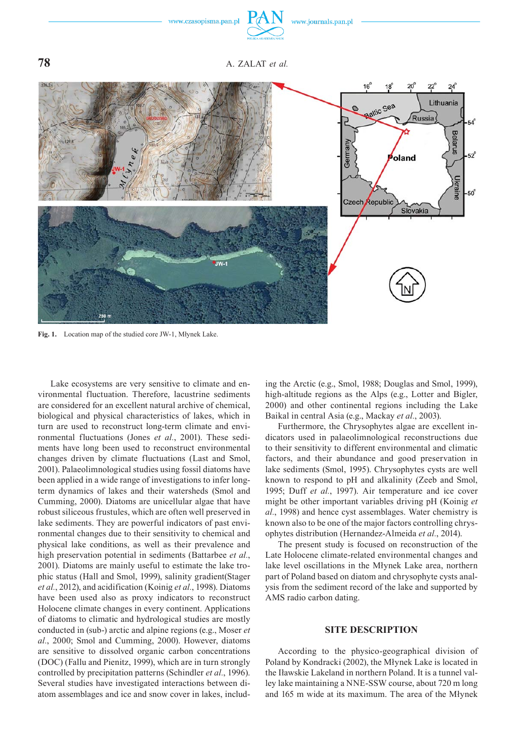Fig. 1. Location map of the studied core JW-1, Młynek Lake.

Lake ecosystems are very sensitive to climate and environmental fluctuation. Therefore, lacustrine sediments are considered for an excellent natural archive of chemical, biological and physical characteristics of lakes, which in turn are used to reconstruct long-term climate and environmental fluctuations (Jones *et al.*, 2001). These sediments have long been used to reconstruct environmental changes driven by climate fluctuations (Last and Smol, 2001). Palaeolimnological studies using fossil diatoms have been applied in a wide range of investigations to infer long-term dynamics of lakes and their watersheds (Smol and Cumming, 2000). Diatoms are unicellular algae that have robust siliceous frustules, which are often well preserved in lake sediments. They are powerful indicators of past environmental changes due to their sensitivity to chemical and physical lake conditions, as well as their prevalence and high preservation potential in sediments (Battarbee *et al.*, 2001). Diatoms are mainly useful to estimate the lake trophic status (Hall and Smol, 1999), salinity gradient(Stager *et al.*, 2012), and acidification (Koinig *et al.*, 1998). Diatoms have been used also as proxy indicators to reconstruct Holocene climate changes in every continent. Applications of diatoms to climatic and hydrological studies are mostly conducted in (sub-) arctic and alpine regions (e.g., Moser *et al.*, 2000; Smol and Cumming, 2000). However, diatoms are sensitive to dissolved organic carbon concentrations (DOC) (Fallu and Pienitz, 1999), which are in turn strongly controlled by precipitation patterns (Schindler *et al.*, 1996). Several studies have investigated interactions between diatom assemblages and ice and snow cover in lakes, including the Arctic (e.g., Smol, 1988; Douglas and Smol, 1999), high-altitude regions as the Alps (e.g., Lotter and Bigler, 2000) and other continental regions including the Lake Baikal in central Asia (e.g., Mackay *et al.*, 2003).

Furthermore, the Chrysophytes algae are excellent indicators used in palaeolimnological reconstructions due to their sensitivity to different environmental and climatic factors, and their abundance and good preservation in lake sediments (Smol, 1995). Chrysophytes cysts are well known to respond to pH and alkalinity (Zeeb and Smol, 1995; Duff *et al.*, 1997). Air temperature and ice cover might be other important variables driving pH (Koinig *et al.*, 1998) and hence cyst assemblages. Water chemistry is known also to be one of the major factors controlling chrysophytes distribution (Hernandez-Almeida *et al.*, 2014).

The present study is focused on reconstruction of the Late Holocene climate-related environmental changes and lake level oscillations in the Młynek Lake area, northern part of Poland based on diatom and chrysophyte cysts analysis from the sediment record of the lake and supported by AMS radio carbon dating.

## SITE DESCRIPTION

According to the physico-geographical division of Poland by Kondracki (2002), the Młynek Lake is located in the Iławskie Lakeland in northern Poland. It is a tunnel valley lake maintaining a NNE-SSW course, about 720 m long and 165 m wide at its maximum. The area of the Młynek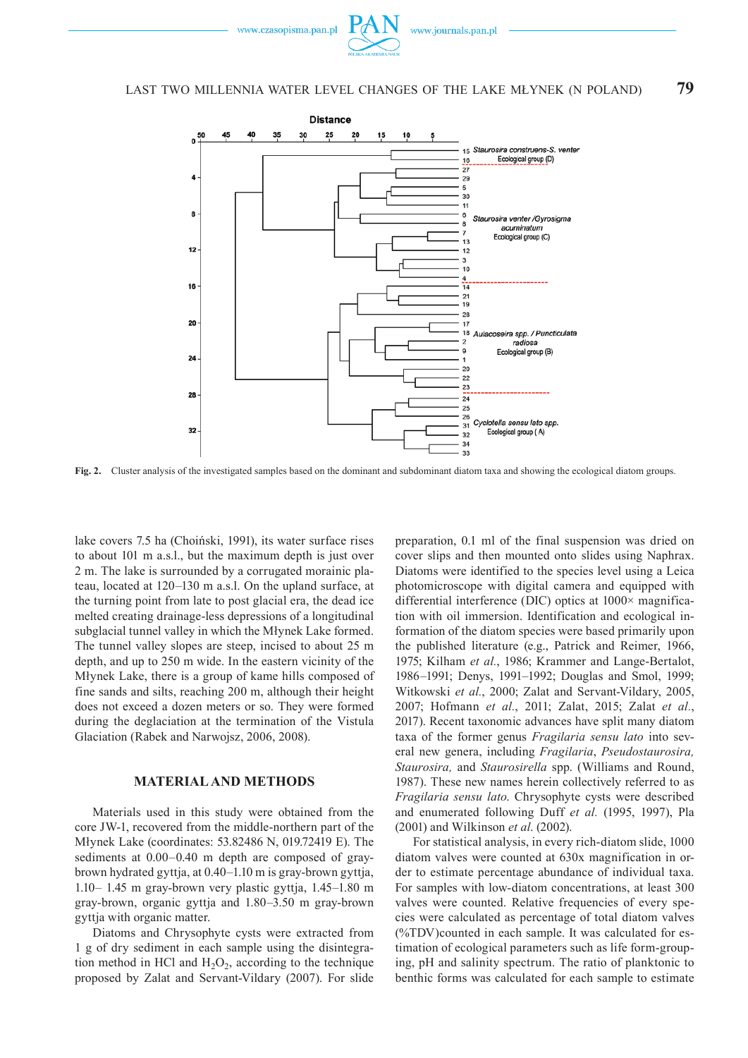**Fig. 2.** Cluster analysis of the investigated samples based on the dominant and subdominant diatom taxa and showing the ecological diatom groups.

lake covers 7.5 ha (Choiński, 1991), its water surface rises to about 101 m a.s.l., but the maximum depth is just over 2 m. The lake is surrounded by a corrugated morainic plateau, located at 120–130 m a.s.l. On the upland surface, at the turning point from late to post glacial era, the dead ice melted creating drainage-less depressions of a longitudinal subglacial tunnel valley in which the Młynek Lake formed. The tunnel valley slopes are steep, incised to about 25 m depth, and up to 250 m wide. In the eastern vicinity of the Młynek Lake, there is a group of kame hills composed of fine sands and silts, reaching 200 m, although their height does not exceed a dozen meters or so. They were formed during the deglaciation at the termination of the Vistula Glaciation (Rabek and Narwojsz, 2006, 2008).

## MATERIAL AND METHODS

Materials used in this study were obtained from the core JW-1, recovered from the middle-northern part of the Młynek Lake (coordinates: 53.82486 N, 019.72419 E). The sediments at 0.00–0.40 m depth are composed of gray-brown hydrated gyttja, at 0.40–1.10 m is gray-brown gyttja, 1.10– 1.45 m gray-brown very plastic gyttja, 1.45–1.80 m gray-brown, organic gyttja and 1.80–3.50 m gray-brown gyttja with organic matter.

Diatoms and Chrysophyte cysts were extracted from 1 g of dry sediment in each sample using the disintegration method in HCl and $H_2O_2$, according to the technique proposed by Zalat and Servant-Vildary (2007). For slide preparation, 0.1 ml of the final suspension was dried on cover slips and then mounted onto slides using Naphrax. Diatoms were identified to the species level using a Leica photomicroscope with digital camera and equipped with differential interference (DIC) optics at 1000× magnification with oil immersion. Identification and ecological information of the diatom species were based primarily upon the published literature (e.g., Patrick and Reimer, 1966, 1975; Kilham *et al.*, 1986; Krammer and Lange-Bertalot, 1986–1991; Denys, 1991–1992; Douglas and Smol, 1999; Witkowski *et al.*, 2000; Zalat and Servant-Vildary, 2005, 2007; Hofmann *et al.*, 2011; Zalat, 2015; Zalat *et al.*, 2017). Recent taxonomic advances have split many diatom taxa of the former genus *Fragilaria sensu lato* into several new genera, including *Fragilaria*, *Pseudostaurosira, Staurosira,* and *Staurosirella* spp. (Williams and Round, 1987). These new names herein collectively referred to as *Fragilaria sensu lato.* Chrysophyte cysts were described and enumerated following Duff *et al.* (1995, 1997), Pla (2001) and Wilkinson *et al.* (2002).

For statistical analysis, in every rich-diatom slide, 1000 diatom valves were counted at 630x magnification in order to estimate percentage abundance of individual taxa. For samples with low-diatom concentrations, at least 300 valves were counted. Relative frequencies of every species were calculated as percentage of total diatom valves (%TDV)counted in each sample. It was calculated for estimation of ecological parameters such as life form-grouping, pH and salinity spectrum. The ratio of planktonic to benthic forms was calculated for each sample to estimate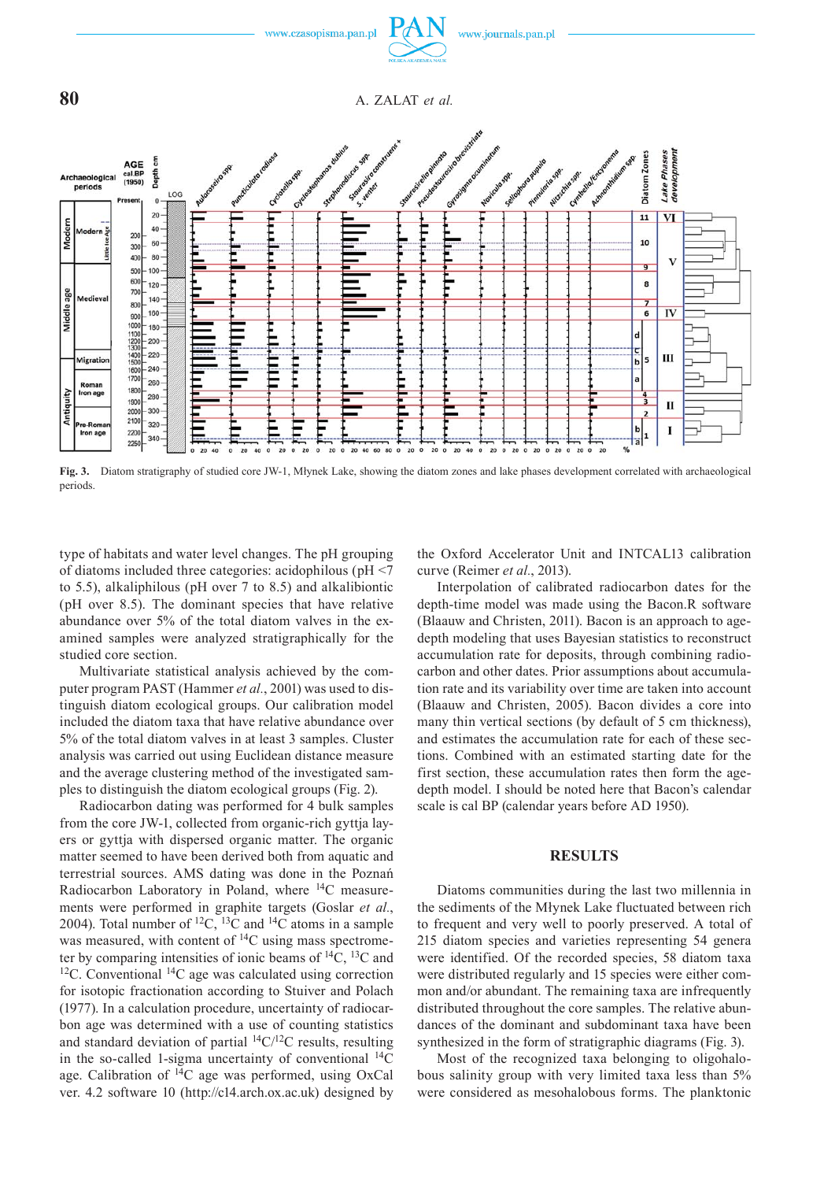Fig. 3. Diatom stratigraphy of studied core JW-1, Młynek Lake, showing the diatom zones and lake phases development correlated with archaeological periods.

type of habitats and water level changes. The pH grouping of diatoms included three categories: acidophilous (pH <7 to 5.5), alkaliphilous (pH over 7 to 8.5) and alkalibiontic (pH over 8.5). The dominant species that have relative abundance over 5% of the total diatom valves in the examined samples were analyzed stratigraphically for the studied core section.

Multivariate statistical analysis achieved by the computer program PAST (Hammer *et al.*, 2001) was used to distinguish diatom ecological groups. Our calibration model included the diatom taxa that have relative abundance over 5% of the total diatom valves in at least 3 samples. Cluster analysis was carried out using Euclidean distance measure and the average clustering method of the investigated samples to distinguish the diatom ecological groups (Fig. 2).

Radiocarbon dating was performed for 4 bulk samples from the core JW-1, collected from organic-rich gyttja layers or gyttja with dispersed organic matter. The organic matter seemed to have been derived both from aquatic and terrestrial sources. AMS dating was done in the Poznań Radiocarbon Laboratory in Poland, where $^{14}C$ measurements were performed in graphite targets (Goslar *et al.*, 2004). Total number of $^{12}C$, $^{13}C$ and $^{14}C$ atoms in a sample was measured, with content of $^{14}C$ using mass spectrometer by comparing intensities of ionic beams of $^{14}C$, $^{13}C$ and $^{12}C$. Conventional $^{14}C$ age was calculated using correction for isotopic fractionation according to Stuiver and Polach (1977). In a calculation procedure, uncertainty of radiocarbon age was determined with a use of counting statistics and standard deviation of partial $^{14}C/^{12}C$ results, resulting in the so-called 1-sigma uncertainty of conventional $^{14}C$ age. Calibration of $^{14}C$ age was performed, using OxCal ver. 4.2 software 10 (http://c14.arch.ox.ac.uk) designed by the Oxford Accelerator Unit and INTCAL13 calibration curve (Reimer *et al.*, 2013).

Interpolation of calibrated radiocarbon dates for the depth-time model was made using the Bacon.R software (Blaauw and Christen, 2011). Bacon is an approach to age-depth modeling that uses Bayesian statistics to reconstruct accumulation rate for deposits, through combining radiocarbon and other dates. Prior assumptions about accumulation rate and its variability over time are taken into account (Blaauw and Christen, 2005). Bacon divides a core into many thin vertical sections (by default of 5 cm thickness), and estimates the accumulation rate for each of these sections. Combined with an estimated starting date for the first section, these accumulation rates then form the age-depth model. I should be noted here that Bacon's calendar scale is cal BP (calendar years before AD 1950).

## RESULTS

Diatoms communities during the last two millennia in the sediments of the Młynek Lake fluctuated between rich to frequent and very well to poorly preserved. A total of 215 diatom species and varieties representing 54 genera were identified. Of the recorded species, 58 diatom taxa were distributed regularly and 15 species were either common and/or abundant. The remaining taxa are infrequently distributed throughout the core samples. The relative abundances of the dominant and subdominant taxa have been synthesized in the form of stratigraphic diagrams (Fig. 3).

Most of the recognized taxa belonging to oligohalobous salinity group with very limited taxa less than 5% were considered as mesohalobous forms. The planktonic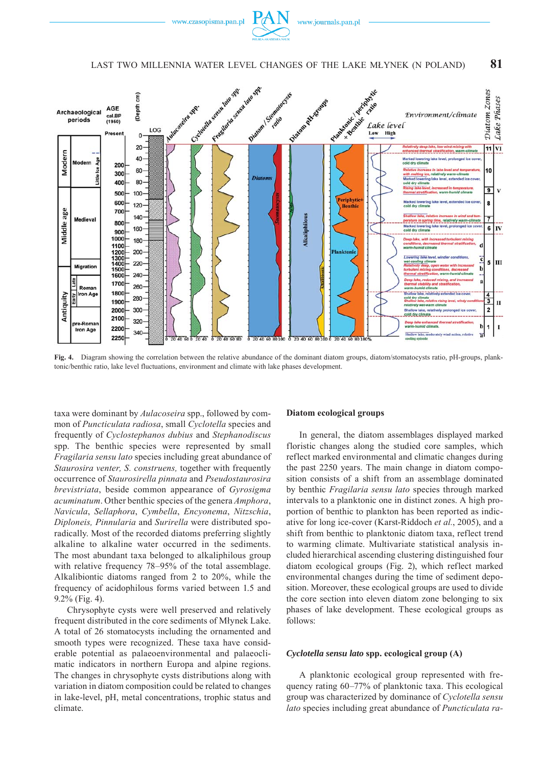Fig. 4. Diagram showing the correlation between the relative abundance of the dominant diatom groups, diatom/stomatocysts ratio, pH-groups, planktonic/benthic ratio, lake level fluctuations, environment and climate with lake phases development.

taxa were dominant by *Aulacoseira* spp., followed by common of *Puncticulata radiosa*, small *Cyclotella* species and frequently of *Cyclostephanos dubius* and *Stephanodiscus* spp. The benthic species were represented by small *Fragilaria sensu lato* species including great abundance of *Staurosira venter, S. construens,* together with frequently occurrence of *Staurosirella pinnata* and *Pseudostaurosira brevistriata*, beside common appearance of *Gyrosigma acuminatum*. Other benthic species of the genera *Amphora*, *Navicula*, *Sellaphora*, *Cymbella*, *Encyonema*, *Nitzschia*, *Diploneis, Pinnularia* and *Surirella* were distributed sporadically. Most of the recorded diatoms preferring slightly alkaline to alkaline water occurred in the sediments. The most abundant taxa belonged to alkaliphilous group with relative frequency 78–95% of the total assemblage. Alkalibiontic diatoms ranged from 2 to 20%, while the frequency of acidophilous forms varied between 1.5 and 9.2% (Fig. 4).

Chrysophyte cysts were well preserved and relatively frequent distributed in the core sediments of Młynek Lake. A total of 26 stomatocysts including the ornamented and smooth types were recognized. These taxa have considerable potential as palaeoenvironmental and palaeoclimatic indicators in northern Europa and alpine regions. The changes in chrysophyte cysts distributions along with variation in diatom composition could be related to changes in lake-level, pH, metal concentrations, trophic status and climate.

## Diatom ecological groups

In general, the diatom assemblages displayed marked floristic changes along the studied core samples, which reflect marked environmental and climatic changes during the past 2250 years. The main change in diatom composition consists of a shift from an assemblage dominated by benthic *Fragilaria sensu lato* species through marked intervals to a planktonic one in distinct zones. A high proportion of benthic to plankton has been reported as indicative for long ice-cover (Karst-Riddoch *et al.*, 2005), and a shift from benthic to planktonic diatom taxa, reflect trend to warming climate. Multivariate statistical analysis included hierarchical ascending clustering distinguished four diatom ecological groups (Fig. 2), which reflect marked environmental changes during the time of sediment deposition. Moreover, these ecological groups are used to divide the core section into eleven diatom zone belonging to six phases of lake development. These ecological groups as follows:

### *Cyclotella sensu lato* spp. ecological group (A)

A planktonic ecological group represented with frequency rating 60–77% of planktonic taxa. This ecological group was characterized by dominance of *Cyclotella sensu lato* species including great abundance of *Puncticulata ra-*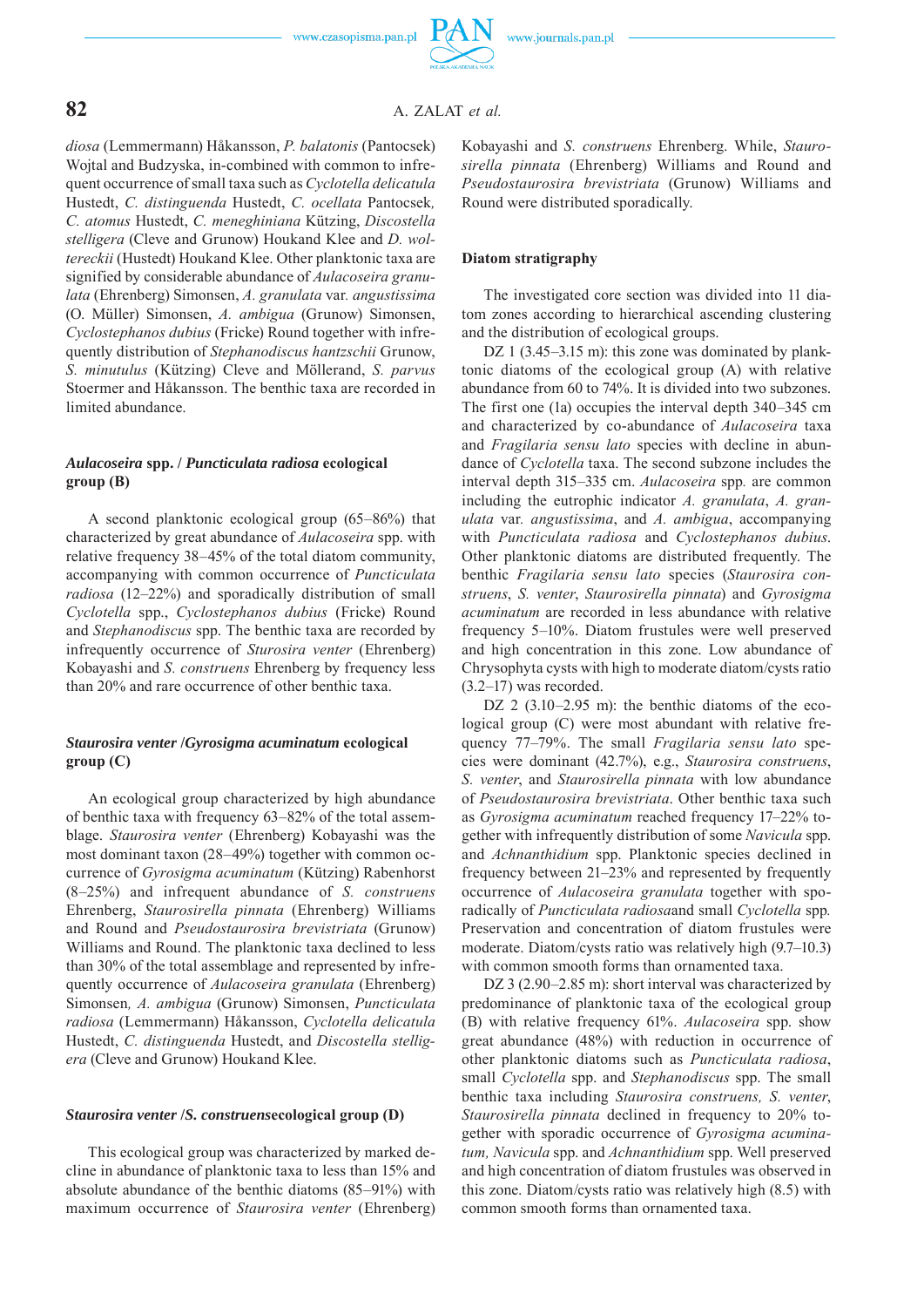*diosa* (Lemmermann) Håkansson, *P. balatonis* (Pantocsek) Wojtal and Budzyska, in-combined with common to infrequent occurrence of small taxa such as *Cyclotella delicatula* Hustedt, *C. distinguenda* Hustedt, *C. ocellata* Pantocsek, *C. atomus* Hustedt, *C. meneghiniana* Kützing, *Discostella stelligera* (Cleve and Grunow) Houkand Klee and *D. woltereckii* (Hustedt) Houkand Klee. Other planktonic taxa are signified by considerable abundance of *Aulacoseira granulata* (Ehrenberg) Simonsen, *A. granulata* var. *angustissima* (O. Müller) Simonsen, *A. ambigua* (Grunow) Simonsen, *Cyclostephanos dubius* (Fricke) Round together with infrequently distribution of *Stephanodiscus hantzschii* Grunow, *S. minutulus* (Kützing) Cleve and Möllerand, *S. parvus* Stoermer and Håkansson. The benthic taxa are recorded in limited abundance.

#### ***Aulacoseira* spp. / *Puncticulata radiosa* ecological group (B)**

A second planktonic ecological group (65–86%) that characterized by great abundance of *Aulacoseira* spp. with relative frequency 38–45% of the total diatom community, accompanying with common occurrence of *Puncticulata radiosa* (12–22%) and sporadically distribution of small *Cyclotella* spp., *Cyclostephanos dubius* (Fricke) Round and *Stephanodiscus* spp. The benthic taxa are recorded by infrequently occurrence of *Sturosira venter* (Ehrenberg) Kobayashi and *S. construens* Ehrenberg by frequency less than 20% and rare occurrence of other benthic taxa.

#### ***Staurosira venter* /*Gyrosigma acuminatum* ecological group (C)**

An ecological group characterized by high abundance of benthic taxa with frequency 63–82% of the total assemblage. *Staurosira venter* (Ehrenberg) Kobayashi was the most dominant taxon (28–49%) together with common occurrence of *Gyrosigma acuminatum* (Kützing) Rabenhorst (8–25%) and infrequent abundance of *S. construens* Ehrenberg, *Staurosirella pinnata* (Ehrenberg) Williams and Round and *Pseudostaurosira brevistriata* (Grunow) Williams and Round. The planktonic taxa declined to less than 30% of the total assemblage and represented by infrequently occurrence of *Aulacoseira granulata* (Ehrenberg) Simonsen, *A. ambigua* (Grunow) Simonsen, *Puncticulata radiosa* (Lemmermann) Håkansson, *Cyclotella delicatula* Hustedt, *C. distinguenda* Hustedt, and *Discostella stelligera* (Cleve and Grunow) Houkand Klee.

#### ***Staurosira venter* /*S. construens*ecological group (D)**

This ecological group was characterized by marked decline in abundance of planktonic taxa to less than 15% and absolute abundance of the benthic diatoms (85–91%) with maximum occurrence of *Staurosira venter* (Ehrenberg) Kobayashi and *S. construens* Ehrenberg. While, *Staurosirella pinnata* (Ehrenberg) Williams and Round and *Pseudostaurosira brevistriata* (Grunow) Williams and Round were distributed sporadically.

### **Diatom stratigraphy**

The investigated core section was divided into 11 diatom zones according to hierarchical ascending clustering and the distribution of ecological groups.

DZ 1 (3.45–3.15 m): this zone was dominated by planktonic diatoms of the ecological group (A) with relative abundance from 60 to 74%. It is divided into two subzones. The first one (1a) occupies the interval depth 340–345 cm and characterized by co-abundance of *Aulacoseira* taxa and *Fragilaria sensu lato* species with decline in abundance of *Cyclotella* taxa. The second subzone includes the interval depth 315–335 cm. *Aulacoseira* spp. are common including the eutrophic indicator *A. granulata*, *A. granulata* var. *angustissima*, and *A. ambigua*, accompanying with *Puncticulata radiosa* and *Cyclostephanos dubius*. Other planktonic diatoms are distributed frequently. The benthic *Fragilaria sensu lato* species (*Staurosira construens*, *S. venter*, *Staurosirella pinnata*) and *Gyrosigma acuminatum* are recorded in less abundance with relative frequency 5–10%. Diatom frustules were well preserved and high concentration in this zone. Low abundance of Chrysophyta cysts with high to moderate diatom/cysts ratio (3.2–17) was recorded.

DZ 2 (3.10–2.95 m): the benthic diatoms of the ecological group (C) were most abundant with relative frequency 77–79%. The small *Fragilaria sensu lato* species were dominant (42.7%), e.g., *Staurosira construens*, *S. venter*, and *Staurosirella pinnata* with low abundance of *Pseudostaurosira brevistriata*. Other benthic taxa such as *Gyrosigma acuminatum* reached frequency 17–22% together with infrequently distribution of some *Navicula* spp. and *Achnanthidium* spp. Planktonic species declined in frequency between 21–23% and represented by frequently occurrence of *Aulacoseira granulata* together with sporadically of *Puncticulata radiosa*and small *Cyclotella* spp. Preservation and concentration of diatom frustules were moderate. Diatom/cysts ratio was relatively high (9.7–10.3) with common smooth forms than ornamented taxa.

DZ 3 (2.90–2.85 m): short interval was characterized by predominance of planktonic taxa of the ecological group (B) with relative frequency 61%. *Aulacoseira* spp. show great abundance (48%) with reduction in occurrence of other planktonic diatoms such as *Puncticulata radiosa*, small *Cyclotella* spp. and *Stephanodiscus* spp. The small benthic taxa including *Staurosira construens, S. venter*, *Staurosirella pinnata* declined in frequency to 20% together with sporadic occurrence of *Gyrosigma acuminatum, Navicula* spp. and *Achnanthidium* spp. Well preserved and high concentration of diatom frustules was observed in this zone. Diatom/cysts ratio was relatively high (8.5) with common smooth forms than ornamented taxa.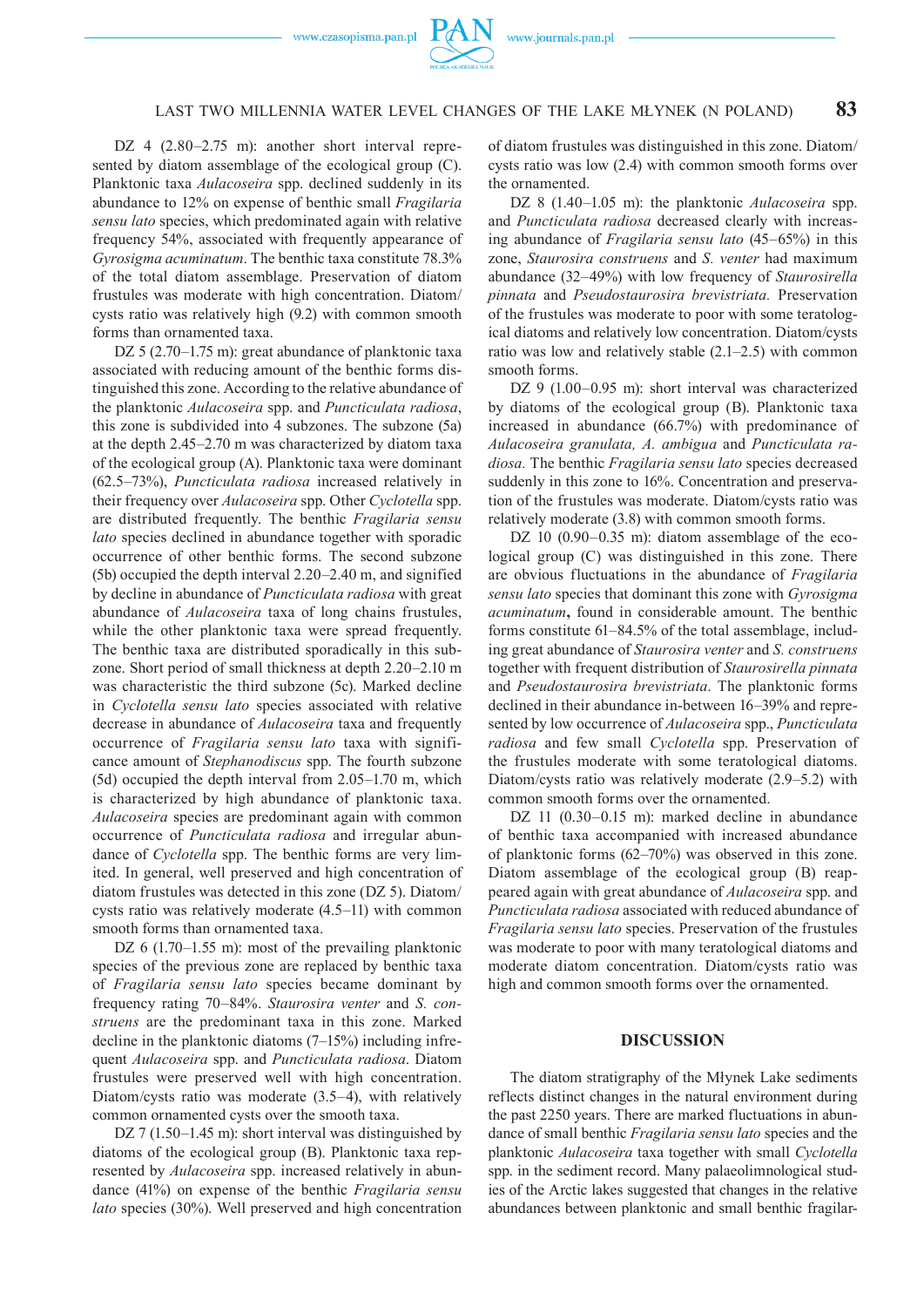DZ 4 (2.80–2.75 m): another short interval represented by diatom assemblage of the ecological group (C). Planktonic taxa *Aulacoseira* spp. declined suddenly in its abundance to 12% on expense of benthic small *Fragilaria sensu lato* species, which predominated again with relative frequency 54%, associated with frequently appearance of *Gyrosigma acuminatum*. The benthic taxa constitute 78.3% of the total diatom assemblage. Preservation of diatom frustules was moderate with high concentration. Diatom/cysts ratio was relatively high (9.2) with common smooth forms than ornamented taxa.

DZ 5 (2.70–1.75 m): great abundance of planktonic taxa associated with reducing amount of the benthic forms distinguished this zone. According to the relative abundance of the planktonic *Aulacoseira* spp. and *Puncticulata radiosa*, this zone is subdivided into 4 subzones. The subzone (5a) at the depth 2.45–2.70 m was characterized by diatom taxa of the ecological group (A). Planktonic taxa were dominant (62.5–73%), *Puncticulata radiosa* increased relatively in their frequency over *Aulacoseira* spp. Other *Cyclotella* spp. are distributed frequently. The benthic *Fragilaria sensu lato* species declined in abundance together with sporadic occurrence of other benthic forms. The second subzone (5b) occupied the depth interval 2.20–2.40 m, and signified by decline in abundance of *Puncticulata radiosa* with great abundance of *Aulacoseira* taxa of long chains frustules, while the other planktonic taxa were spread frequently. The benthic taxa are distributed sporadically in this subzone. Short period of small thickness at depth 2.20–2.10 m was characteristic the third subzone (5c). Marked decline in *Cyclotella sensu lato* species associated with relative decrease in abundance of *Aulacoseira* taxa and frequently occurrence of *Fragilaria sensu lato* taxa with significance amount of *Stephanodiscus* spp. The fourth subzone (5d) occupied the depth interval from 2.05–1.70 m, which is characterized by high abundance of planktonic taxa. *Aulacoseira* species are predominant again with common occurrence of *Puncticulata radiosa* and irregular abundance of *Cyclotella* spp. The benthic forms are very limited. In general, well preserved and high concentration of diatom frustules was detected in this zone (DZ 5). Diatom/cysts ratio was relatively moderate (4.5–11) with common smooth forms than ornamented taxa.

DZ 6 (1.70–1.55 m): most of the prevailing planktonic species of the previous zone are replaced by benthic taxa of *Fragilaria sensu lato* species became dominant by frequency rating 70–84%. *Staurosira venter* and *S. construens* are the predominant taxa in this zone. Marked decline in the planktonic diatoms (7–15%) including infrequent *Aulacoseira* spp. and *Puncticulata radiosa*. Diatom frustules were preserved well with high concentration. Diatom/cysts ratio was moderate (3.5–4), with relatively common ornamented cysts over the smooth taxa.

DZ 7 (1.50–1.45 m): short interval was distinguished by diatoms of the ecological group (B). Planktonic taxa represented by *Aulacoseira* spp. increased relatively in abundance (41%) on expense of the benthic *Fragilaria sensu lato* species (30%). Well preserved and high concentration of diatom frustules was distinguished in this zone. Diatom/cysts ratio was low (2.4) with common smooth forms over the ornamented.

DZ 8 (1.40–1.05 m): the planktonic *Aulacoseira* spp. and *Puncticulata radiosa* decreased clearly with increasing abundance of *Fragilaria sensu lato* (45–65%) in this zone, *Staurosira construens* and *S. venter* had maximum abundance (32–49%) with low frequency of *Staurosirella pinnata* and *Pseudostaurosira brevistriata.* Preservation of the frustules was moderate to poor with some teratological diatoms and relatively low concentration. Diatom/cysts ratio was low and relatively stable (2.1–2.5) with common smooth forms.

DZ 9 (1.00–0.95 m): short interval was characterized by diatoms of the ecological group (B). Planktonic taxa increased in abundance (66.7%) with predominance of *Aulacoseira granulata, A. ambigua* and *Puncticulata radiosa.* The benthic *Fragilaria sensu lato* species decreased suddenly in this zone to 16%. Concentration and preservation of the frustules was moderate. Diatom/cysts ratio was relatively moderate (3.8) with common smooth forms.

DZ 10 (0.90–0.35 m): diatom assemblage of the ecological group (C) was distinguished in this zone. There are obvious fluctuations in the abundance of *Fragilaria sensu lato* species that dominant this zone with *Gyrosigma acuminatum*, found in considerable amount. The benthic forms constitute 61–84.5% of the total assemblage, including great abundance of *Staurosira venter* and *S. construens* together with frequent distribution of *Staurosirella pinnata* and *Pseudostaurosira brevistriata*. The planktonic forms declined in their abundance in-between 16–39% and represented by low occurrence of *Aulacoseira* spp., *Puncticulata radiosa* and few small *Cyclotella* spp. Preservation of the frustules moderate with some teratological diatoms. Diatom/cysts ratio was relatively moderate (2.9–5.2) with common smooth forms over the ornamented.

DZ 11 (0.30–0.15 m): marked decline in abundance of benthic taxa accompanied with increased abundance of planktonic forms (62–70%) was observed in this zone. Diatom assemblage of the ecological group (B) reappeared again with great abundance of *Aulacoseira* spp. and *Puncticulata radiosa* associated with reduced abundance of *Fragilaria sensu lato* species. Preservation of the frustules was moderate to poor with many teratological diatoms and moderate diatom concentration. Diatom/cysts ratio was high and common smooth forms over the ornamented.

## DISCUSSION

The diatom stratigraphy of the Młynek Lake sediments reflects distinct changes in the natural environment during the past 2250 years. There are marked fluctuations in abundance of small benthic *Fragilaria sensu lato* species and the planktonic *Aulacoseira* taxa together with small *Cyclotella* spp. in the sediment record. Many palaeolimnological studies of the Arctic lakes suggested that changes in the relative abundances between planktonic and small benthic fragilar-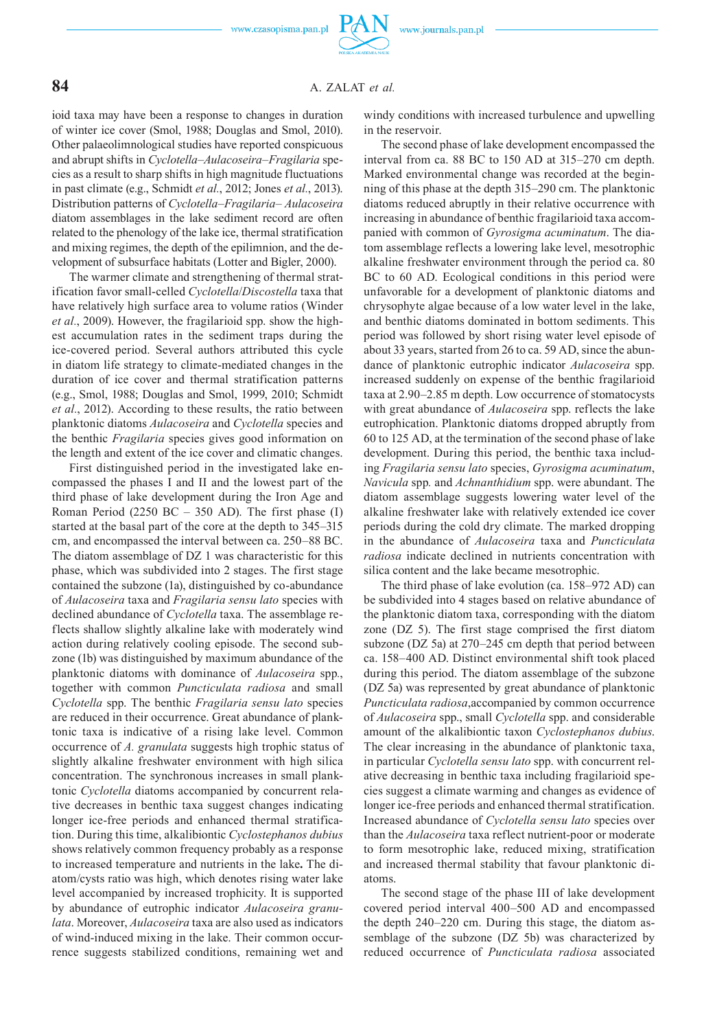ioid taxa may have been a response to changes in duration of winter ice cover (Smol, 1988; Douglas and Smol, 2010). Other palaeolimnological studies have reported conspicuous and abrupt shifts in *Cyclotella–Aulacoseira–Fragilaria* species as a result to sharp shifts in high magnitude fluctuations in past climate (e.g., Schmidt *et al.*, 2012; Jones *et al.*, 2013). Distribution patterns of *Cyclotella–Fragilaria– Aulacoseira* diatom assemblages in the lake sediment record are often related to the phenology of the lake ice, thermal stratification and mixing regimes, the depth of the epilimnion, and the development of subsurface habitats (Lotter and Bigler, 2000).

The warmer climate and strengthening of thermal stratification favor small-celled *Cyclotella/Discostella* taxa that have relatively high surface area to volume ratios (Winder *et al.*, 2009). However, the fragilarioid spp. show the highest accumulation rates in the sediment traps during the ice-covered period. Several authors attributed this cycle in diatom life strategy to climate-mediated changes in the duration of ice cover and thermal stratification patterns (e.g., Smol, 1988; Douglas and Smol, 1999, 2010; Schmidt *et al.*, 2012). According to these results, the ratio between planktonic diatoms *Aulacoseira* and *Cyclotella* species and the benthic *Fragilaria* species gives good information on the length and extent of the ice cover and climatic changes.

First distinguished period in the investigated lake encompassed the phases I and II and the lowest part of the third phase of lake development during the Iron Age and Roman Period (2250 BC – 350 AD). The first phase (I) started at the basal part of the core at the depth to 345–315 cm, and encompassed the interval between ca. 250–88 BC. The diatom assemblage of DZ 1 was characteristic for this phase, which was subdivided into 2 stages. The first stage contained the subzone (1a), distinguished by co-abundance of *Aulacoseira* taxa and *Fragilaria sensu lato* species with declined abundance of *Cyclotella* taxa. The assemblage reflects shallow slightly alkaline lake with moderately wind action during relatively cooling episode. The second subzone (1b) was distinguished by maximum abundance of the planktonic diatoms with dominance of *Aulacoseira* spp., together with common *Puncticulata radiosa* and small *Cyclotella* spp. The benthic *Fragilaria sensu lato* species are reduced in their occurrence. Great abundance of planktonic taxa is indicative of a rising lake level. Common occurrence of *A. granulata* suggests high trophic status of slightly alkaline freshwater environment with high silica concentration. The synchronous increases in small planktonic *Cyclotella* diatoms accompanied by concurrent relative decreases in benthic taxa suggest changes indicating longer ice-free periods and enhanced thermal stratification. During this time, alkalibiontic *Cyclostephanos dubius* shows relatively common frequency probably as a response to increased temperature and nutrients in the lake**.** The diatom/cysts ratio was high, which denotes rising water lake level accompanied by increased trophicity. It is supported by abundance of eutrophic indicator *Aulacoseira granulata*. Moreover, *Aulacoseira* taxa are also used as indicators of wind-induced mixing in the lake. Their common occurrence suggests stabilized conditions, remaining wet and windy conditions with increased turbulence and upwelling in the reservoir.

The second phase of lake development encompassed the interval from ca. 88 BC to 150 AD at 315–270 cm depth. Marked environmental change was recorded at the beginning of this phase at the depth 315–290 cm. The planktonic diatoms reduced abruptly in their relative occurrence with increasing in abundance of benthic fragilarioid taxa accompanied with common of *Gyrosigma acuminatum*. The diatom assemblage reflects a lowering lake level, mesotrophic alkaline freshwater environment through the period ca. 80 BC to 60 AD. Ecological conditions in this period were unfavorable for a development of planktonic diatoms and chrysophyte algae because of a low water level in the lake, and benthic diatoms dominated in bottom sediments. This period was followed by short rising water level episode of about 33 years, started from 26 to ca. 59 AD, since the abundance of planktonic eutrophic indicator *Aulacoseira* spp. increased suddenly on expense of the benthic fragilarioid taxa at 2.90–2.85 m depth. Low occurrence of stomatocysts with great abundance of *Aulacoseira* spp. reflects the lake eutrophication. Planktonic diatoms dropped abruptly from 60 to 125 AD, at the termination of the second phase of lake development. During this period, the benthic taxa including *Fragilaria sensu lato* species, *Gyrosigma acuminatum*, *Navicula* spp. and *Achnanthidium* spp. were abundant. The diatom assemblage suggests lowering water level of the alkaline freshwater lake with relatively extended ice cover periods during the cold dry climate. The marked dropping in the abundance of *Aulacoseira* taxa and *Puncticulata radiosa* indicate declined in nutrients concentration with silica content and the lake became mesotrophic.

The third phase of lake evolution (ca. 158–972 AD) can be subdivided into 4 stages based on relative abundance of the planktonic diatom taxa, corresponding with the diatom zone (DZ 5). The first stage comprised the first diatom subzone (DZ 5a) at 270–245 cm depth that period between ca. 158–400 AD. Distinct environmental shift took placed during this period. The diatom assemblage of the subzone (DZ 5a) was represented by great abundance of planktonic *Puncticulata radiosa*,accompanied by common occurrence of *Aulacoseira* spp., small *Cyclotella* spp. and considerable amount of the alkalibiontic taxon *Cyclostephanos dubius.* The clear increasing in the abundance of planktonic taxa, in particular *Cyclotella sensu lato* spp. with concurrent relative decreasing in benthic taxa including fragilarioid species suggest a climate warming and changes as evidence of longer ice-free periods and enhanced thermal stratification. Increased abundance of *Cyclotella sensu lato* species over than the *Aulacoseira* taxa reflect nutrient-poor or moderate to form mesotrophic lake, reduced mixing, stratification and increased thermal stability that favour planktonic diatoms.

The second stage of the phase III of lake development covered period interval 400–500 AD and encompassed the depth 240–220 cm. During this stage, the diatom assemblage of the subzone (DZ 5b) was characterized by reduced occurrence of *Puncticulata radiosa* associated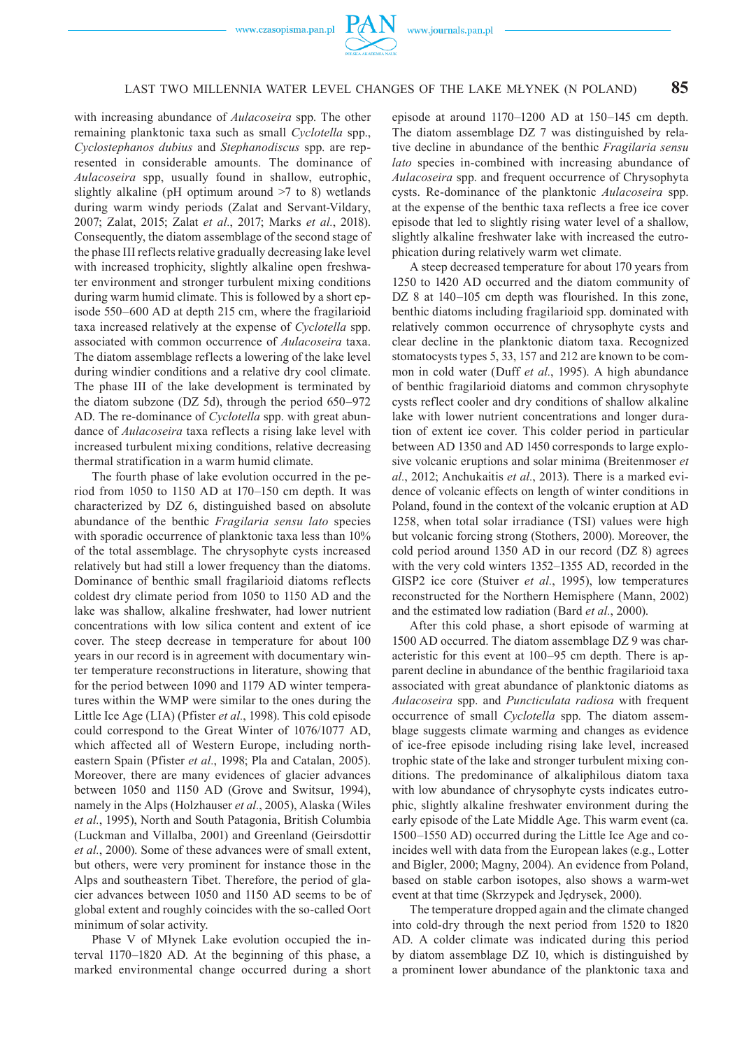with increasing abundance of *Aulacoseira* spp. The other remaining planktonic taxa such as small *Cyclotella* spp., *Cyclostephanos dubius* and *Stephanodiscus* spp. are represented in considerable amounts. The dominance of *Aulacoseira* spp, usually found in shallow, eutrophic, slightly alkaline (pH optimum around >7 to 8) wetlands during warm windy periods (Zalat and Servant-Vildary, 2007; Zalat, 2015; Zalat *et al.*, 2017; Marks *et al.*, 2018). Consequently, the diatom assemblage of the second stage of the phase III reflects relative gradually decreasing lake level with increased trophicity, slightly alkaline open freshwater environment and stronger turbulent mixing conditions during warm humid climate. This is followed by a short episode 550–600 AD at depth 215 cm, where the fragilarioid taxa increased relatively at the expense of *Cyclotella* spp. associated with common occurrence of *Aulacoseira* taxa. The diatom assemblage reflects a lowering of the lake level during windier conditions and a relative dry cool climate. The phase III of the lake development is terminated by the diatom subzone (DZ 5d), through the period 650–972 AD. The re-dominance of *Cyclotella* spp. with great abundance of *Aulacoseira* taxa reflects a rising lake level with increased turbulent mixing conditions, relative decreasing thermal stratification in a warm humid climate.

The fourth phase of lake evolution occurred in the period from 1050 to 1150 AD at 170–150 cm depth. It was characterized by DZ 6, distinguished based on absolute abundance of the benthic *Fragilaria sensu lato* species with sporadic occurrence of planktonic taxa less than 10% of the total assemblage. The chrysophyte cysts increased relatively but had still a lower frequency than the diatoms. Dominance of benthic small fragilarioid diatoms reflects coldest dry climate period from 1050 to 1150 AD and the lake was shallow, alkaline freshwater, had lower nutrient concentrations with low silica content and extent of ice cover. The steep decrease in temperature for about 100 years in our record is in agreement with documentary winter temperature reconstructions in literature, showing that for the period between 1090 and 1179 AD winter temperatures within the WMP were similar to the ones during the Little Ice Age (LIA) (Pfister *et al*., 1998). This cold episode could correspond to the Great Winter of 1076/1077 AD, which affected all of Western Europe, including northeastern Spain (Pfister *et al.*, 1998; Pla and Catalan, 2005). Moreover, there are many evidences of glacier advances between 1050 and 1150 AD (Grove and Switsur, 1994), namely in the Alps (Holzhauser *et al*., 2005), Alaska (Wiles *et al.*, 1995), North and South Patagonia, British Columbia (Luckman and Villalba, 2001) and Greenland (Geirsdottir *et al.*, 2000). Some of these advances were of small extent, but others, were very prominent for instance those in the Alps and southeastern Tibet. Therefore, the period of glacier advances between 1050 and 1150 AD seems to be of global extent and roughly coincides with the so-called Oort minimum of solar activity.

Phase V of Młynek Lake evolution occupied the interval 1170–1820 AD. At the beginning of this phase, a marked environmental change occurred during a short episode at around 1170–1200 AD at 150–145 cm depth. The diatom assemblage DZ 7 was distinguished by relative decline in abundance of the benthic *Fragilaria sensu lato* species in-combined with increasing abundance of *Aulacoseira* spp. and frequent occurrence of Chrysophyta cysts. Re-dominance of the planktonic *Aulacoseira* spp. at the expense of the benthic taxa reflects a free ice cover episode that led to slightly rising water level of a shallow, slightly alkaline freshwater lake with increased the eutrophication during relatively warm wet climate.

A steep decreased temperature for about 170 years from 1250 to 1420 AD occurred and the diatom community of DZ 8 at 140–105 cm depth was flourished. In this zone, benthic diatoms including fragilarioid spp. dominated with relatively common occurrence of chrysophyte cysts and clear decline in the planktonic diatom taxa. Recognized stomatocysts types 5, 33, 157 and 212 are known to be common in cold water (Duff *et al.*, 1995). A high abundance of benthic fragilarioid diatoms and common chrysophyte cysts reflect cooler and dry conditions of shallow alkaline lake with lower nutrient concentrations and longer duration of extent ice cover. This colder period in particular between AD 1350 and AD 1450 corresponds to large explosive volcanic eruptions and solar minima (Breitenmoser *et al*., 2012; Anchukaitis *et al*., 2013). There is a marked evidence of volcanic effects on length of winter conditions in Poland, found in the context of the volcanic eruption at AD 1258, when total solar irradiance (TSI) values were high but volcanic forcing strong (Stothers, 2000). Moreover, the cold period around 1350 AD in our record (DZ 8) agrees with the very cold winters 1352–1355 AD, recorded in the GISP2 ice core (Stuiver *et al.*, 1995), low temperatures reconstructed for the Northern Hemisphere (Mann, 2002) and the estimated low radiation (Bard *et al*., 2000).

After this cold phase, a short episode of warming at 1500 AD occurred. The diatom assemblage DZ 9 was characteristic for this event at 100–95 cm depth. There is apparent decline in abundance of the benthic fragilarioid taxa associated with great abundance of planktonic diatoms as *Aulacoseira* spp. and *Puncticulata radiosa* with frequent occurrence of small *Cyclotella* spp. The diatom assemblage suggests climate warming and changes as evidence of ice-free episode including rising lake level, increased trophic state of the lake and stronger turbulent mixing conditions. The predominance of alkaliphilous diatom taxa with low abundance of chrysophyte cysts indicates eutrophic, slightly alkaline freshwater environment during the early episode of the Late Middle Age. This warm event (ca. 1500–1550 AD) occurred during the Little Ice Age and coincides well with data from the European lakes (e.g., Lotter and Bigler, 2000; Magny, 2004). An evidence from Poland, based on stable carbon isotopes, also shows a warm-wet event at that time (Skrzypek and Jędrysek, 2000).

The temperature dropped again and the climate changed into cold-dry through the next period from 1520 to 1820 AD. A colder climate was indicated during this period by diatom assemblage DZ 10, which is distinguished by a prominent lower abundance of the planktonic taxa and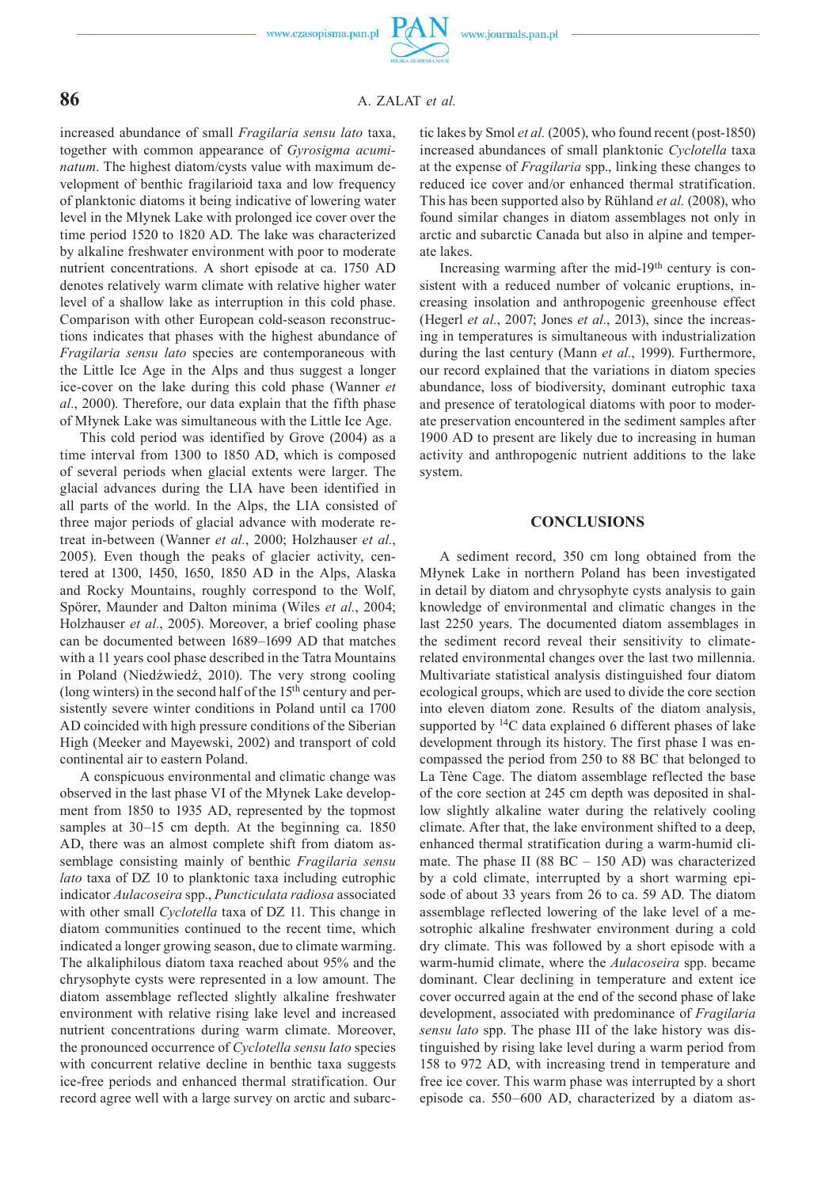increased abundance of small *Fragilaria sensu lato* taxa, together with common appearance of *Gyrosigma acuminatum*. The highest diatom/cysts value with maximum development of benthic fragilarioid taxa and low frequency of planktonic diatoms it being indicative of lowering water level in the Młynek Lake with prolonged ice cover over the time period 1520 to 1820 AD. The lake was characterized by alkaline freshwater environment with poor to moderate nutrient concentrations. A short episode at ca. 1750 AD denotes relatively warm climate with relative higher water level of a shallow lake as interruption in this cold phase. Comparison with other European cold-season reconstructions indicates that phases with the highest abundance of *Fragilaria sensu lato* species are contemporaneous with the Little Ice Age in the Alps and thus suggest a longer ice-cover on the lake during this cold phase (Wanner *et al.*, 2000). Therefore, our data explain that the fifth phase of Młynek Lake was simultaneous with the Little Ice Age.

This cold period was identified by Grove (2004) as a time interval from 1300 to 1850 AD, which is composed of several periods when glacial extents were larger. The glacial advances during the LIA have been identified in all parts of the world. In the Alps, the LIA consisted of three major periods of glacial advance with moderate retreat in-between (Wanner *et al.*, 2000; Holzhauser *et al.*, 2005). Even though the peaks of glacier activity, centered at 1300, 1450, 1650, 1850 AD in the Alps, Alaska and Rocky Mountains, roughly correspond to the Wolf, Spörer, Maunder and Dalton minima (Wiles *et al.*, 2004; Holzhauser *et al.*, 2005). Moreover, a brief cooling phase can be documented between 1689–1699 AD that matches with a 11 years cool phase described in the Tatra Mountains in Poland (Niedźwiedź, 2010). The very strong cooling (long winters) in the second half of the 15th century and persistently severe winter conditions in Poland until ca 1700 AD coincided with high pressure conditions of the Siberian High (Meeker and Mayewski, 2002) and transport of cold continental air to eastern Poland.

A conspicuous environmental and climatic change was observed in the last phase VI of the Młynek Lake development from 1850 to 1935 AD, represented by the topmost samples at 30–15 cm depth. At the beginning ca. 1850 AD, there was an almost complete shift from diatom assemblage consisting mainly of benthic *Fragilaria sensu lato* taxa of DZ 10 to planktonic taxa including eutrophic indicator *Aulacoseira* spp., *Puncticulata radiosa* associated with other small *Cyclotella* taxa of DZ 11. This change in diatom communities continued to the recent time, which indicated a longer growing season, due to climate warming. The alkaliphilous diatom taxa reached about 95% and the chrysophyte cysts were represented in a low amount. The diatom assemblage reflected slightly alkaline freshwater environment with relative rising lake level and increased nutrient concentrations during warm climate. Moreover, the pronounced occurrence of *Cyclotella sensu lato* species with concurrent relative decline in benthic taxa suggests ice-free periods and enhanced thermal stratification. Our record agree well with a large survey on arctic and subarctic lakes by Smol *et al.* (2005), who found recent (post-1850) increased abundances of small planktonic *Cyclotella* taxa at the expense of *Fragilaria* spp., linking these changes to reduced ice cover and/or enhanced thermal stratification. This has been supported also by Rühland *et al.* (2008), who found similar changes in diatom assemblages not only in arctic and subarctic Canada but also in alpine and temperate lakes.

Increasing warming after the mid-19th century is consistent with a reduced number of volcanic eruptions, increasing insolation and anthropogenic greenhouse effect (Hegerl *et al.*, 2007; Jones *et al.*, 2013), since the increasing in temperatures is simultaneous with industrialization during the last century (Mann *et al.*, 1999). Furthermore, our record explained that the variations in diatom species abundance, loss of biodiversity, dominant eutrophic taxa and presence of teratological diatoms with poor to moderate preservation encountered in the sediment samples after 1900 AD to present are likely due to increasing in human activity and anthropogenic nutrient additions to the lake system.

## CONCLUSIONS

A sediment record, 350 cm long obtained from the Młynek Lake in northern Poland has been investigated in detail by diatom and chrysophyte cysts analysis to gain knowledge of environmental and climatic changes in the last 2250 years. The documented diatom assemblages in the sediment record reveal their sensitivity to climate-related environmental changes over the last two millennia. Multivariate statistical analysis distinguished four diatom ecological groups, which are used to divide the core section into eleven diatom zone. Results of the diatom analysis, supported by $^{14}C$ data explained 6 different phases of lake development through its history. The first phase I was encompassed the period from 250 to 88 BC that belonged to La Tène Cage. The diatom assemblage reflected the base of the core section at 245 cm depth was deposited in shallow slightly alkaline water during the relatively cooling climate. After that, the lake environment shifted to a deep, enhanced thermal stratification during a warm-humid climate. The phase II (88 BC – 150 AD) was characterized by a cold climate, interrupted by a short warming episode of about 33 years from 26 to ca. 59 AD. The diatom assemblage reflected lowering of the lake level of a mesotrophic alkaline freshwater environment during a cold dry climate. This was followed by a short episode with a warm-humid climate, where the *Aulacoseira* spp. became dominant. Clear declining in temperature and extent ice cover occurred again at the end of the second phase of lake development, associated with predominance of *Fragilaria sensu lato* spp. The phase III of the lake history was distinguished by rising lake level during a warm period from 158 to 972 AD, with increasing trend in temperature and free ice cover. This warm phase was interrupted by a short episode ca. 550–600 AD, characterized by a diatom as-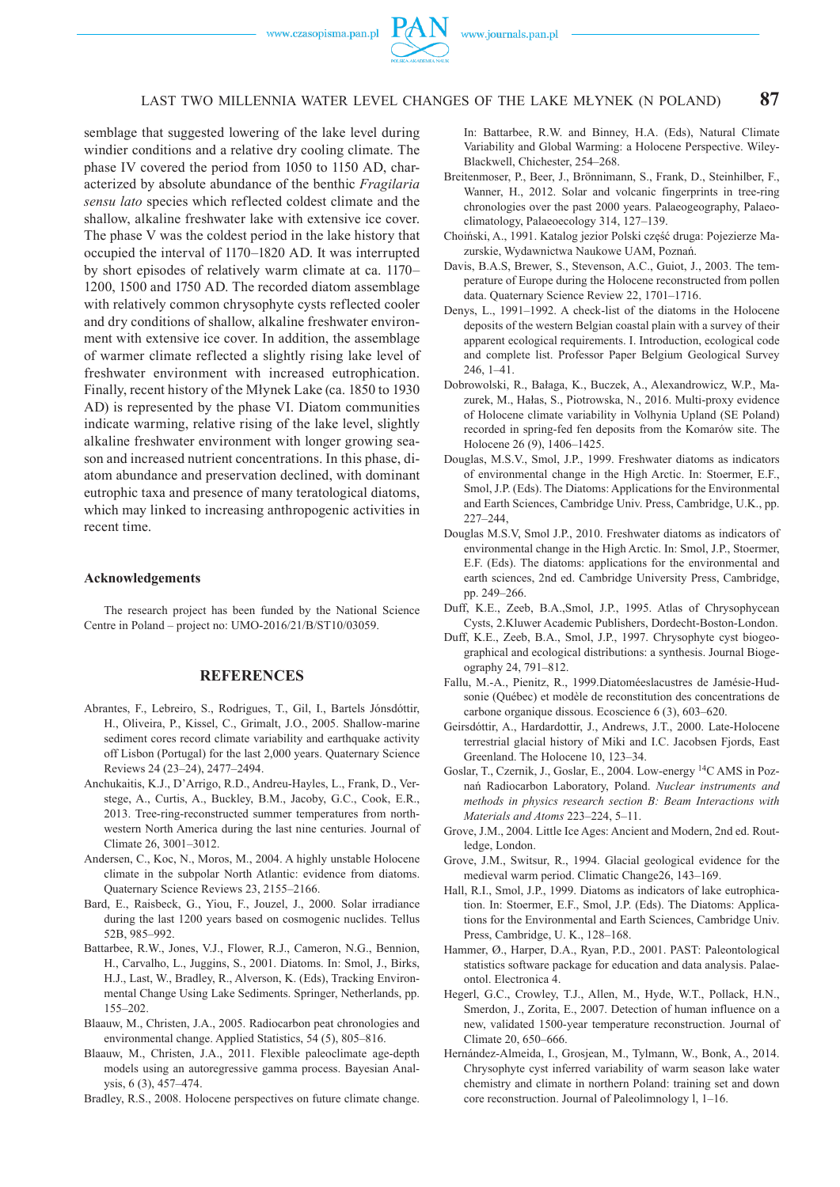semblage that suggested lowering of the lake level during windier conditions and a relative dry cooling climate. The phase IV covered the period from 1050 to 1150 AD, characterized by absolute abundance of the benthic *Fragilaria sensu lato* species which reflected coldest climate and the shallow, alkaline freshwater lake with extensive ice cover. The phase V was the coldest period in the lake history that occupied the interval of 1170–1820 AD. It was interrupted by short episodes of relatively warm climate at ca. 1170–1200, 1500 and 1750 AD. The recorded diatom assemblage with relatively common chrysophyte cysts reflected cooler and dry conditions of shallow, alkaline freshwater environment with extensive ice cover. In addition, the assemblage of warmer climate reflected a slightly rising lake level of freshwater environment with increased eutrophication. Finally, recent history of the Młynek Lake (ca. 1850 to 1930 AD) is represented by the phase VI. Diatom communities indicate warming, relative rising of the lake level, slightly alkaline freshwater environment with longer growing season and increased nutrient concentrations. In this phase, diatom abundance and preservation declined, with dominant eutrophic taxa and presence of many teratological diatoms, which may linked to increasing anthropogenic activities in recent time.

### Acknowledgements

The research project has been funded by the National Science Centre in Poland – project no: UMO-2016/21/B/ST10/03059.

## REFERENCES

Abrantes, F., Lebreiro, S., Rodrigues, T., Gil, I., Bartels Jónsdóttir, H., Oliveira, P., Kissel, C., Grimalt, J.O., 2005. Shallow-marine sediment cores record climate variability and earthquake activity off Lisbon (Portugal) for the last 2,000 years. Quaternary Science Reviews 24 (23–24), 2477–2494.

Anchukaitis, K.J., D'Arrigo, R.D., Andreu-Hayles, L., Frank, D., Verstege, A., Curtis, A., Buckley, B.M., Jacoby, G.C., Cook, E.R., 2013. Tree-ring-reconstructed summer temperatures from northwestern North America during the last nine centuries. Journal of Climate 26, 3001–3012.

Andersen, C., Koc, N., Moros, M., 2004. A highly unstable Holocene climate in the subpolar North Atlantic: evidence from diatoms. Quaternary Science Reviews 23, 2155–2166.

Bard, E., Raisbeck, G., Yiou, F., Jouzel, J., 2000. Solar irradiance during the last 1200 years based on cosmogenic nuclides. Tellus 52B, 985–992.

Battarbee, R.W., Jones, V.J., Flower, R.J., Cameron, N.G., Bennion, H., Carvalho, L., Juggins, S., 2001. Diatoms. In: Smol, J., Birks, H.J., Last, W., Bradley, R., Alverson, K. (Eds), Tracking Environmental Change Using Lake Sediments. Springer, Netherlands, pp. 155–202.

Blaauw, M., Christen, J.A., 2005. Radiocarbon peat chronologies and environmental change. Applied Statistics, 54 (5), 805–816.

Blaauw, M., Christen, J.A., 2011. Flexible paleoclimate age-depth models using an autoregressive gamma process. Bayesian Analysis, 6 (3), 457–474.

Bradley, R.S., 2008. Holocene perspectives on future climate change. In: Battarbee, R.W. and Binney, H.A. (Eds), Natural Climate Variability and Global Warming: a Holocene Perspective. Wiley-Blackwell, Chichester, 254–268.

Breitenmoser, P., Beer, J., Brönnimann, S., Frank, D., Steinhilber, F., Wanner, H., 2012. Solar and volcanic fingerprints in tree-ring chronologies over the past 2000 years. Palaeogeography, Palaeoclimatology, Palaeoecology 314, 127–139.

Choiński, A., 1991. Katalog jezior Polski część druga: Pojezierze Mazurskie, Wydawnictwa Naukowe UAM, Poznań.

Davis, B.A.S, Brewer, S., Stevenson, A.C., Guiot, J., 2003. The temperature of Europe during the Holocene reconstructed from pollen data. Quaternary Science Review 22, 1701–1716.

Denys, L., 1991–1992. A check-list of the diatoms in the Holocene deposits of the western Belgian coastal plain with a survey of their apparent ecological requirements. I. Introduction, ecological code and complete list. Professor Paper Belgium Geological Survey 246, 1–41.

Dobrowolski, R., Bałaga, K., Buczek, A., Alexandrowicz, W.P., Mazurek, M., Hałas, S., Piotrowska, N., 2016. Multi-proxy evidence of Holocene climate variability in Volhynia Upland (SE Poland) recorded in spring-fed fen deposits from the Komarów site. The Holocene 26 (9), 1406–1425.

Douglas, M.S.V., Smol, J.P., 1999. Freshwater diatoms as indicators of environmental change in the High Arctic. In: Stoermer, E.F., Smol, J.P. (Eds). The Diatoms: Applications for the Environmental and Earth Sciences, Cambridge Univ. Press, Cambridge, U.K., pp. 227–244,

Douglas M.S.V, Smol J.P., 2010. Freshwater diatoms as indicators of environmental change in the High Arctic. In: Smol, J.P., Stoermer, E.F. (Eds). The diatoms: applications for the environmental and earth sciences, 2nd ed. Cambridge University Press, Cambridge, pp. 249–266.

Duff, K.E., Zeeb, B.A.,Smol, J.P., 1995. Atlas of Chrysophycean Cysts, 2.Kluwer Academic Publishers, Dordecht-Boston-London.

Duff, K.E., Zeeb, B.A., Smol, J.P., 1997. Chrysophyte cyst biogeographical and ecological distributions: a synthesis. Journal Biogeography 24, 791–812.

Fallu, M.-A., Pienitz, R., 1999.Diatoméeslacustres de Jamésie-Hudsonie (Québec) et modèle de reconstitution des concentrations de carbone organique dissous. Ecoscience 6 (3), 603–620.

Geirsdóttir, A., Hardardottir, J., Andrews, J.T., 2000. Late-Holocene terrestrial glacial history of Miki and I.C. Jacobsen Fjords, East Greenland. The Holocene 10, 123–34.

Goslar, T., Czernik, J., Goslar, E., 2004. Low-energy $^{14}$C AMS in Poznań Radiocarbon Laboratory, Poland. *Nuclear instruments and methods in physics research section B: Beam Interactions with Materials and Atoms* 223–224, 5–11.

Grove, J.M., 2004. Little Ice Ages: Ancient and Modern, 2nd ed. Routledge, London.

Grove, J.M., Switsur, R., 1994. Glacial geological evidence for the medieval warm period. Climatic Change26, 143–169.

Hall, R.I., Smol, J.P., 1999. Diatoms as indicators of lake eutrophication. In: Stoermer, E.F., Smol, J.P. (Eds). The Diatoms: Applications for the Environmental and Earth Sciences, Cambridge Univ. Press, Cambridge, U. K., 128–168.

Hammer, Ø., Harper, D.A., Ryan, P.D., 2001. PAST: Paleontological statistics software package for education and data analysis. Palaeontol. Electronica 4.

Hegerl, G.C., Crowley, T.J., Allen, M., Hyde, W.T., Pollack, H.N., Smerdon, J., Zorita, E., 2007. Detection of human influence on a new, validated 1500-year temperature reconstruction. Journal of Climate 20, 650–666.

Hernández-Almeida, I., Grosjean, M., Tylmann, W., Bonk, A., 2014. Chrysophyte cyst inferred variability of warm season lake water chemistry and climate in northern Poland: training set and down core reconstruction. Journal of Paleolimnology l, 1–16.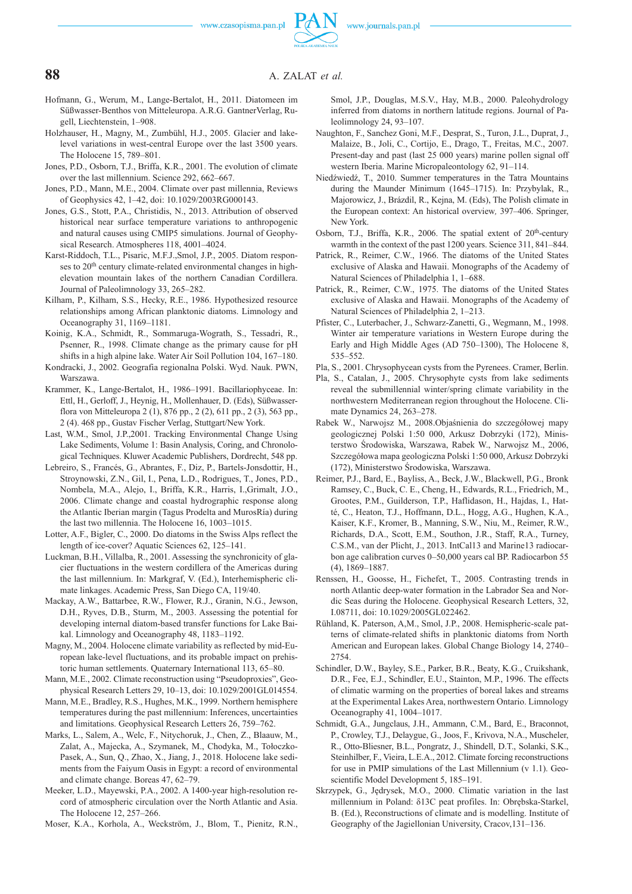Hofmann, G., Werum, M., Lange-Bertalot, H., 2011. Diatomeen im Süßwasser-Benthos von Mitteleuropa. A.R.G. GantnerVerlag, Rugell, Liechtenstein, 1–908.

Holzhauser, H., Magny, M., Zumbühl, H.J., 2005. Glacier and lake-level variations in west-central Europe over the last 3500 years. The Holocene 15, 789–801.

Jones, P.D., Osborn, T.J., Briffa, K.R., 2001. The evolution of climate over the last millennium. Science 292, 662–667.

Jones, P.D., Mann, M.E., 2004. Climate over past millennia, Reviews of Geophysics 42, 1–42, doi: 10.1029/2003RG000143.

Jones, G.S., Stott, P.A., Christidis, N., 2013. Attribution of observed historical near surface temperature variations to anthropogenic and natural causes using CMIP5 simulations. Journal of Geophysical Research. Atmospheres 118, 4001–4024.

Karst-Riddoch, T.L., Pisaric, M.F.J.,Smol, J.P., 2005. Diatom responses to 20th century climate-related environmental changes in high-elevation mountain lakes of the northern Canadian Cordillera. Journal of Paleolimnology 33, 265–282.

Kilham, P., Kilham, S.S., Hecky, R.E., 1986. Hypothesized resource relationships among African planktonic diatoms. Limnology and Oceanography 31, 1169–1181.

Koinig, K.A., Schmidt, R., Sommaruga-Wograth, S., Tessadri, R., Psenner, R., 1998. Climate change as the primary cause for pH shifts in a high alpine lake. Water Air Soil Pollution 104, 167–180.

Kondracki, J., 2002. Geografia regionalna Polski. Wyd. Nauk. PWN, Warszawa.

Krammer, K., Lange-Bertalot, H., 1986–1991. Bacillariophyceae. In: Ettl, H., Gerloff, J., Heynig, H., Mollenhauer, D. (Eds), Süßwasserflora von Mitteleuropa 2 (1), 876 pp., 2 (2), 611 pp., 2 (3), 563 pp., 2 (4). 468 pp., Gustav Fischer Verlag, Stuttgart/New York.

Last, W.M., Smol, J.P.,2001. Tracking Environmental Change Using Lake Sediments, Volume 1: Basin Analysis, Coring, and Chronological Techniques. Kluwer Academic Publishers, Dordrecht, 548 pp.

Lebreiro, S., Francés, G., Abrantes, F., Diz, P., Bartels-Jonsdottir, H., Stroynowski, Z.N., Gil, I., Pena, L.D., Rodrigues, T., Jones, P.D., Nombela, M.A., Alejo, I., Briffa, K.R., Harris, I.,Grimalt, J.O., 2006. Climate change and coastal hydrographic response along the Atlantic Iberian margin (Tagus Prodelta and MurosRía) during the last two millennia. The Holocene 16, 1003–1015.

Lotter, A.F., Bigler, C., 2000. Do diatoms in the Swiss Alps reflect the length of ice-cover? Aquatic Sciences 62, 125–141.

Luckman, B.H., Villalba, R., 2001. Assessing the synchronicity of glacier fluctuations in the western cordillera of the Americas during the last millennium. In: Markgraf, V. (Ed.), Interhemispheric climate linkages. Academic Press, San Diego CA, 119/40.

Mackay, A.W., Battarbee, R.W., Flower, R.J., Granin, N.G., Jewson, D.H., Ryves, D.B., Sturm, M., 2003. Assessing the potential for developing internal diatom-based transfer functions for Lake Baikal. Limnology and Oceanography 48, 1183–1192.

Magny, M., 2004. Holocene climate variability as reflected by mid-European lake-level fluctuations, and its probable impact on prehistoric human settlements. Quaternary International 113, 65–80.

Mann, M.E., 2002. Climate reconstruction using "Pseudoproxies", Geophysical Research Letters 29, 10–13, doi: 10.1029/2001GL014554.

Mann, M.E., Bradley, R.S., Hughes, M.K., 1999. Northern hemisphere temperatures during the past millennium: Inferences, uncertainties and limitations. Geophysical Research Letters 26, 759–762.

Marks, L., Salem, A., Welc, F., Nitychoruk, J., Chen, Z., Blaauw, M., Zalat, A., Majecka, A., Szymanek, M., Chodyka, M., Tołoczko-Pasek, A., Sun, Q., Zhao, X., Jiang, J., 2018. Holocene lake sediments from the Faiyum Oasis in Egypt: a record of environmental and climate change. Boreas 47, 62–79.

Meeker, L.D., Mayewski, P.A., 2002. A 1400-year high-resolution record of atmospheric circulation over the North Atlantic and Asia. The Holocene 12, 257–266.

Moser, K.A., Korhola, A., Weckström, J., Blom, T., Pienitz, R.N., Smol, J.P., Douglas, M.S.V., Hay, M.B., 2000. Paleohydrology inferred from diatoms in northern latitude regions. Journal of Paleolimnology 24, 93–107.

Naughton, F., Sanchez Goni, M.F., Desprat, S., Turon, J.L., Duprat, J., Malaize, B., Joli, C., Cortijo, E., Drago, T., Freitas, M.C., 2007. Present-day and past (last 25 000 years) marine pollen signal off western Iberia. Marine Micropaleontology 62, 91–114.

Niedźwiedź, T., 2010. Summer temperatures in the Tatra Mountains during the Maunder Minimum (1645–1715). In: Przybylak, R., Majorowicz, J., Brázdil, R., Kejna, M. (Eds), The Polish climate in the European context: An historical overview, 397–406. Springer, New York.

Osborn, T.J., Briffa, K.R., 2006. The spatial extent of 20th-century warmth in the context of the past 1200 years. Science 311, 841–844.

Patrick, R., Reimer, C.W., 1966. The diatoms of the United States exclusive of Alaska and Hawaii. Monographs of the Academy of Natural Sciences of Philadelphia 1, 1–688.

Patrick, R., Reimer, C.W., 1975. The diatoms of the United States exclusive of Alaska and Hawaii. Monographs of the Academy of Natural Sciences of Philadelphia 2, 1–213.

Pfister, C., Luterbacher, J., Schwarz-Zanetti, G., Wegmann, M., 1998. Winter air temperature variations in Western Europe during the Early and High Middle Ages (AD 750–1300), The Holocene 8, 535–552.

Pla, S., 2001. Chrysophycean cysts from the Pyrenees. Cramer, Berlin.

Pla, S., Catalan, J., 2005. Chrysophyte cysts from lake sediments reveal the submillennial winter/spring climate variability in the northwestern Mediterranean region throughout the Holocene. Climate Dynamics 24, 263–278.

Rabek W., Narwojsz M., 2008.Objaśnienia do szczegółowej mapy geologicznej Polski 1:50 000, Arkusz Dobrzyki (172), Ministerstwo Środowiska, Warszawa, Rabek W., Narwojsz M., 2006, Szczegółowa mapa geologiczna Polski 1:50 000, Arkusz Dobrzyki (172), Ministerstwo Środowiska, Warszawa.

Reimer, P.J., Bard, E., Bayliss, A., Beck, J.W., Blackwell, P.G., Bronk Ramsey, C., Buck, C. E., Cheng, H., Edwards, R.L., Friedrich, M., Grootes, P.M., Guilderson, T.P., Haflidason, H., Hajdas, I., Hatté, C., Heaton, T.J., Hoffmann, D.L., Hogg, A.G., Hughen, K.A., Kaiser, K.F., Kromer, B., Manning, S.W., Niu, M., Reimer, R.W., Richards, D.A., Scott, E.M., Southon, J.R., Staff, R.A., Turney, C.S.M., van der Plicht, J., 2013. IntCal13 and Marine13 radiocarbon age calibration curves 0–50,000 years cal BP. Radiocarbon 55 (4), 1869–1887.

Renssen, H., Goosse, H., Fichefet, T., 2005. Contrasting trends in north Atlantic deep-water formation in the Labrador Sea and Nordic Seas during the Holocene. Geophysical Research Letters, 32, l.08711, doi: 10.1029/2005GL022462.

Rühland, K. Paterson, A,M., Smol, J.P., 2008. Hemispheric-scale patterns of climate-related shifts in planktonic diatoms from North American and European lakes. Global Change Biology 14, 2740–2754.

Schindler, D.W., Bayley, S.E., Parker, B.R., Beaty, K.G., Cruikshank, D.R., Fee, E.J., Schindler, E.U., Stainton, M.P., 1996. The effects of climatic warming on the properties of boreal lakes and streams at the Experimental Lakes Area, northwestern Ontario. Limnology Oceanography 41, 1004–1017.

Schmidt, G.A., Jungclaus, J.H., Ammann, C.M., Bard, E., Braconnot, P., Crowley, T.J., Delaygue, G., Joos, F., Krivova, N.A., Muscheler, R., Otto-Bliesner, B.L., Pongratz, J., Shindell, D.T., Solanki, S.K., Steinhilber, F., Vieira, L.E.A., 2012. Climate forcing reconstructions for use in PMIP simulations of the Last Millennium (v 1.1). Geoscientific Model Development 5, 185–191.

Skrzypek, G., Jędrysek, M.O., 2000. Climatic variation in the last millennium in Poland: δ13C peat profiles. In: Obrębska-Starkel, B. (Ed.), Reconstructions of climate and is modelling. Institute of Geography of the Jagiellonian University, Cracov,131–136.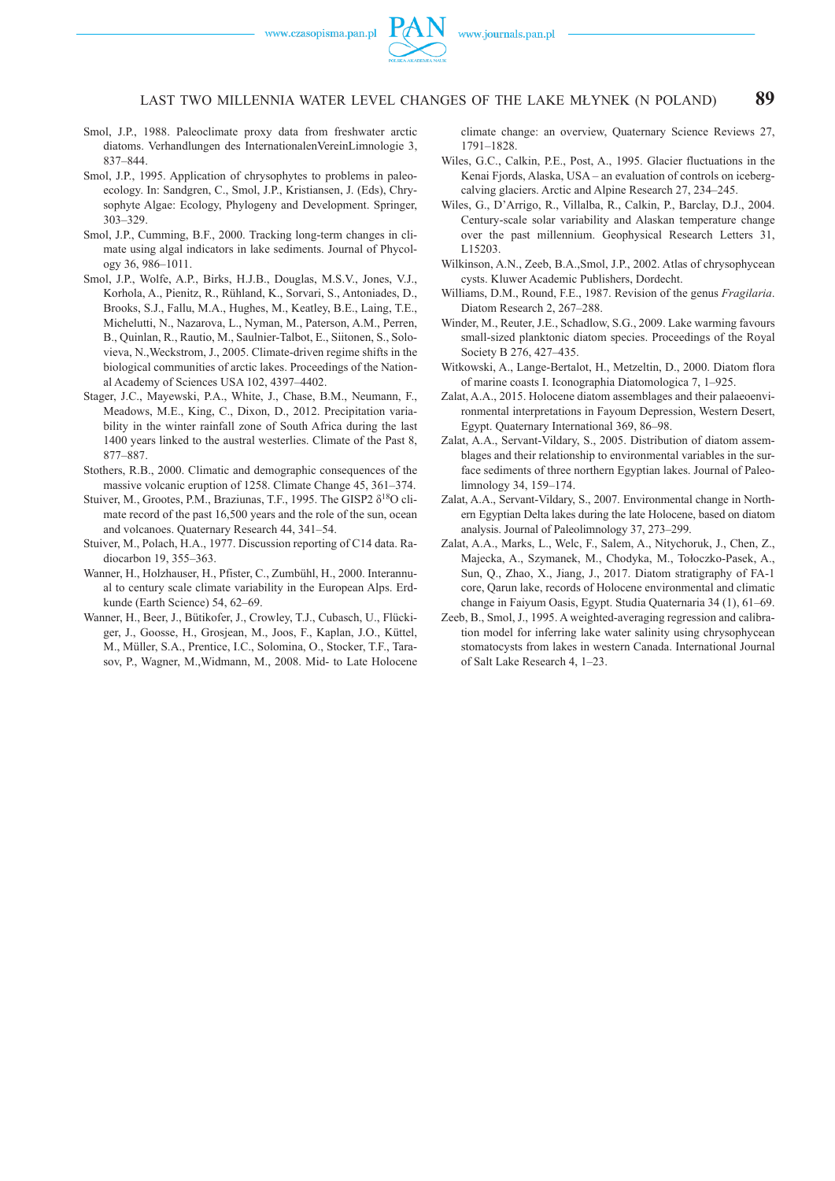Smol, J.P., 1988. Paleoclimate proxy data from freshwater arctic diatoms. Verhandlungen des InternationalenVereinLimnologie 3, 837–844.

Smol, J.P., 1995. Application of chrysophytes to problems in paleoecology. In: Sandgren, C., Smol, J.P., Kristiansen, J. (Eds), Chrysophyte Algae: Ecology, Phylogeny and Development. Springer, 303–329.

Smol, J.P., Cumming, B.F., 2000. Tracking long-term changes in climate using algal indicators in lake sediments. Journal of Phycology 36, 986–1011.

Smol, J.P., Wolfe, A.P., Birks, H.J.B., Douglas, M.S.V., Jones, V.J., Korhola, A., Pienitz, R., Rühland, K., Sorvari, S., Antoniades, D., Brooks, S.J., Fallu, M.A., Hughes, M., Keatley, B.E., Laing, T.E., Michelutti, N., Nazarova, L., Nyman, M., Paterson, A.M., Perren, B., Quinlan, R., Rautio, M., Saulnier-Talbot, E., Siitonen, S., Solovieva, N.,Weckstrom, J., 2005. Climate-driven regime shifts in the biological communities of arctic lakes. Proceedings of the National Academy of Sciences USA 102, 4397–4402.

Stager, J.C., Mayewski, P.A., White, J., Chase, B.M., Neumann, F., Meadows, M.E., King, C., Dixon, D., 2012. Precipitation variability in the winter rainfall zone of South Africa during the last 1400 years linked to the austral westerlies. Climate of the Past 8, 877–887.

Stothers, R.B., 2000. Climatic and demographic consequences of the massive volcanic eruption of 1258. Climate Change 45, 361–374.

Stuiver, M., Grootes, P.M., Braziunas, T.F., 1995. The GISP2 $\delta^{18}O$ climate record of the past 16,500 years and the role of the sun, ocean and volcanoes. Quaternary Research 44, 341–54.

Stuiver, M., Polach, H.A., 1977. Discussion reporting of C14 data. Radiocarbon 19, 355–363.

Wanner, H., Holzhauser, H., Pfister, C., Zumbühl, H., 2000. Interannual to century scale climate variability in the European Alps. Erdkunde (Earth Science) 54, 62–69.

Wanner, H., Beer, J., Bütikofer, J., Crowley, T.J., Cubasch, U., Flückiger, J., Goosse, H., Grosjean, M., Joos, F., Kaplan, J.O., Küttel, M., Müller, S.A., Prentice, I.C., Solomina, O., Stocker, T.F., Tarasov, P., Wagner, M.,Widmann, M., 2008. Mid- to Late Holocene climate change: an overview, Quaternary Science Reviews 27, 1791–1828.

Wiles, G.C., Calkin, P.E., Post, A., 1995. Glacier fluctuations in the Kenai Fjords, Alaska, USA – an evaluation of controls on iceberg-calving glaciers. Arctic and Alpine Research 27, 234–245.

Wiles, G., D'Arrigo, R., Villalba, R., Calkin, P., Barclay, D.J., 2004. Century-scale solar variability and Alaskan temperature change over the past millennium. Geophysical Research Letters 31, L15203.

Wilkinson, A.N., Zeeb, B.A.,Smol, J.P., 2002. Atlas of chrysophycean cysts. Kluwer Academic Publishers, Dordecht.

Williams, D.M., Round, F.E., 1987. Revision of the genus *Fragilaria*. Diatom Research 2, 267–288.

Winder, M., Reuter, J.E., Schadlow, S.G., 2009. Lake warming favours small-sized planktonic diatom species. Proceedings of the Royal Society B 276, 427–435.

Witkowski, A., Lange-Bertalot, H., Metzeltin, D., 2000. Diatom flora of marine coasts I. Iconographia Diatomologica 7, 1–925.

Zalat, A.A., 2015. Holocene diatom assemblages and their palaeoenvironmental interpretations in Fayoum Depression, Western Desert, Egypt. Quaternary International 369, 86–98.

Zalat, A.A., Servant-Vildary, S., 2005. Distribution of diatom assemblages and their relationship to environmental variables in the surface sediments of three northern Egyptian lakes. Journal of Paleolimnology 34, 159–174.

Zalat, A.A., Servant-Vildary, S., 2007. Environmental change in Northern Egyptian Delta lakes during the late Holocene, based on diatom analysis. Journal of Paleolimnology 37, 273–299.

Zalat, A.A., Marks, L., Welc, F., Salem, A., Nitychoruk, J., Chen, Z., Majecka, A., Szymanek, M., Chodyka, M., Tołoczko-Pasek, A., Sun, Q., Zhao, X., Jiang, J., 2017. Diatom stratigraphy of FA-1 core, Qarun lake, records of Holocene environmental and climatic change in Faiyum Oasis, Egypt. Studia Quaternaria 34 (1), 61–69.

Zeeb, B., Smol, J., 1995. A weighted-averaging regression and calibration model for inferring lake water salinity using chrysophycean stomatocysts from lakes in western Canada. International Journal of Salt Lake Research 4, 1–23.